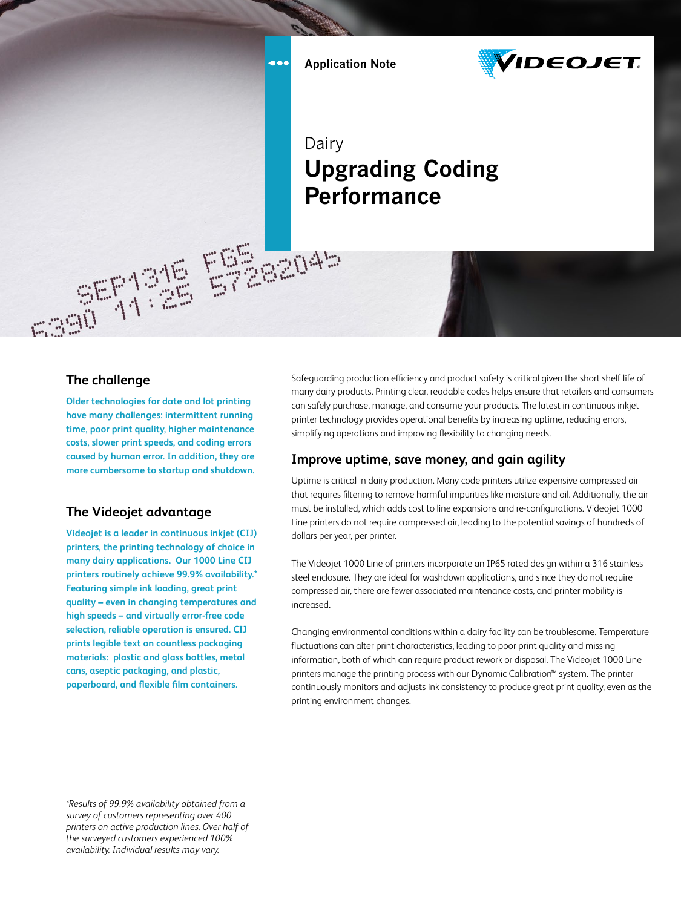Application Note

Dairy

# Upgrading Coding Performance

## The challenge

**Older technologies for date and lot printing have many challenges: intermittent running time, poor print quality, higher maintenance costs, slower print speeds, and coding errors caused by human error. In addition, they are more cumbersome to startup and shutdown.**

## The Videojet advantage

**Videojet is a leader in continuous inkjet (CIJ) printers, the printing technology of choice in many dairy applications. Our 1000 Line CIJ printers routinely achieve 99.9% availability.* Featuring simple ink loading, great print quality – even in changing temperatures and high speeds – and virtually error-free code selection, reliable operation is ensured. CIJ prints legible text on countless packaging materials: plastic and glass bottles, metal cans, aseptic packaging, and plastic, paperboard, and flexible film containers.**

*\*Results of 99.9% availability obtained from a survey of customers representing over 400 printers on active production lines. Over half of the surveyed customers experienced 100% availability. Individual results may vary.*

Safeguarding production efficiency and product safety is critical given the short shelf life of many dairy products. Printing clear, readable codes helps ensure that retailers and consumers can safely purchase, manage, and consume your products. The latest in continuous inkjet printer technology provides operational benefits by increasing uptime, reducing errors, simplifying operations and improving flexibility to changing needs.

## Improve uptime, save money, and gain agility

Uptime is critical in dairy production. Many code printers utilize expensive compressed air that requires filtering to remove harmful impurities like moisture and oil. Additionally, the air must be installed, which adds cost to line expansions and re-configurations. Videojet 1000 Line printers do not require compressed air, leading to the potential savings of hundreds of dollars per year, per printer.

The Videojet 1000 Line of printers incorporate an IP65 rated design within a 316 stainless steel enclosure. They are ideal for washdown applications, and since they do not require compressed air, there are fewer associated maintenance costs, and printer mobility is increased.

Changing environmental conditions within a dairy facility can be troublesome. Temperature fluctuations can alter print characteristics, leading to poor print quality and missing information, both of which can require product rework or disposal. The Videojet 1000 Line printers manage the printing process with our Dynamic Calibration™ system. The printer continuously monitors and adjusts ink consistency to produce great print quality, even as the printing environment changes.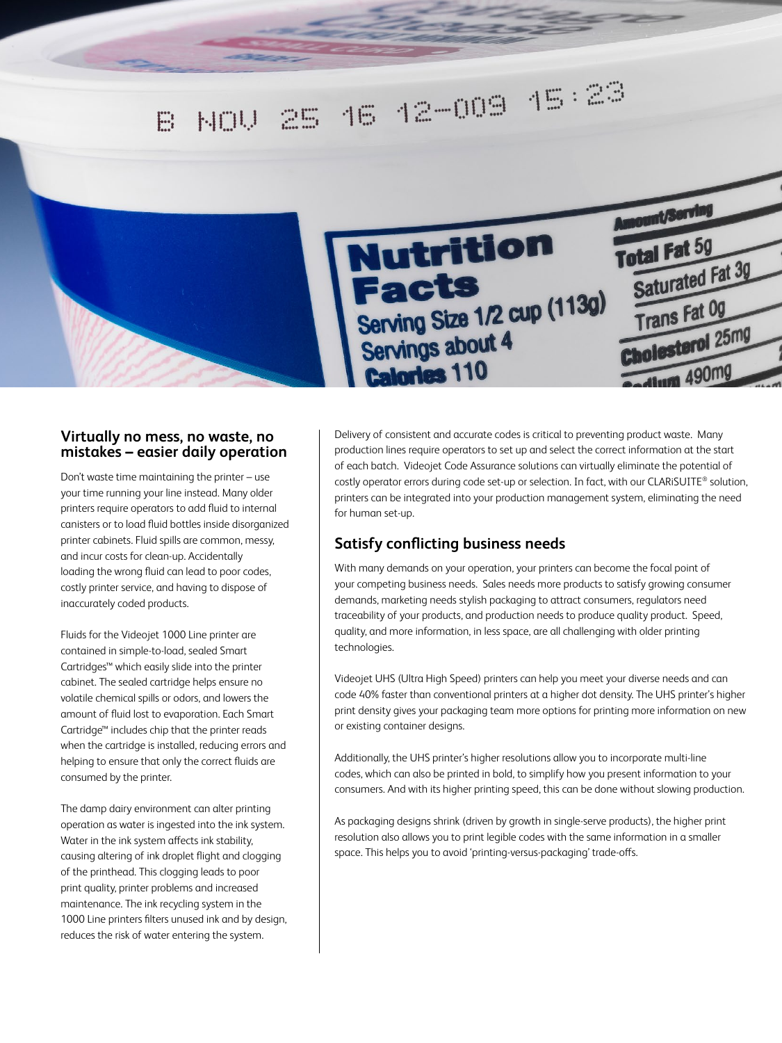## Virtually no mess, no waste, no mistakes – easier daily operation

Don't waste time maintaining the printer – use your time running your line instead. Many older printers require operators to add fluid to internal canisters or to load fluid bottles inside disorganized printer cabinets. Fluid spills are common, messy, and incur costs for clean-up. Accidentally loading the wrong fluid can lead to poor codes, costly printer service, and having to dispose of inaccurately coded products.

Fluids for the Videojet 1000 Line printer are contained in simple-to-load, sealed Smart Cartridges™ which easily slide into the printer cabinet. The sealed cartridge helps ensure no volatile chemical spills or odors, and lowers the amount of fluid lost to evaporation. Each Smart Cartridge™ includes chip that the printer reads when the cartridge is installed, reducing errors and helping to ensure that only the correct fluids are consumed by the printer.

The damp dairy environment can alter printing operation as water is ingested into the ink system. Water in the ink system affects ink stability, causing altering of ink droplet flight and clogging of the printhead. This clogging leads to poor print quality, printer problems and increased maintenance. The ink recycling system in the 1000 Line printers filters unused ink and by design, reduces the risk of water entering the system.

Delivery of consistent and accurate codes is critical to preventing product waste. Many production lines require operators to set up and select the correct information at the start of each batch. Videojet Code Assurance solutions can virtually eliminate the potential of costly operator errors during code set-up or selection. In fact, with our CLARiSUITE® solution, printers can be integrated into your production management system, eliminating the need for human set-up.

## Satisfy conflicting business needs

With many demands on your operation, your printers can become the focal point of your competing business needs. Sales needs more products to satisfy growing consumer demands, marketing needs stylish packaging to attract consumers, regulators need traceability of your products, and production needs to produce quality product. Speed, quality, and more information, in less space, are all challenging with older printing technologies.

Videojet UHS (Ultra High Speed) printers can help you meet your diverse needs and can code 40% faster than conventional printers at a higher dot density. The UHS printer's higher print density gives your packaging team more options for printing more information on new or existing container designs.

Additionally, the UHS printer's higher resolutions allow you to incorporate multi-line codes, which can also be printed in bold, to simplify how you present information to your consumers. And with its higher printing speed, this can be done without slowing production.

As packaging designs shrink (driven by growth in single-serve products), the higher print resolution also allows you to print legible codes with the same information in a smaller space. This helps you to avoid 'printing-versus-packaging' trade-offs.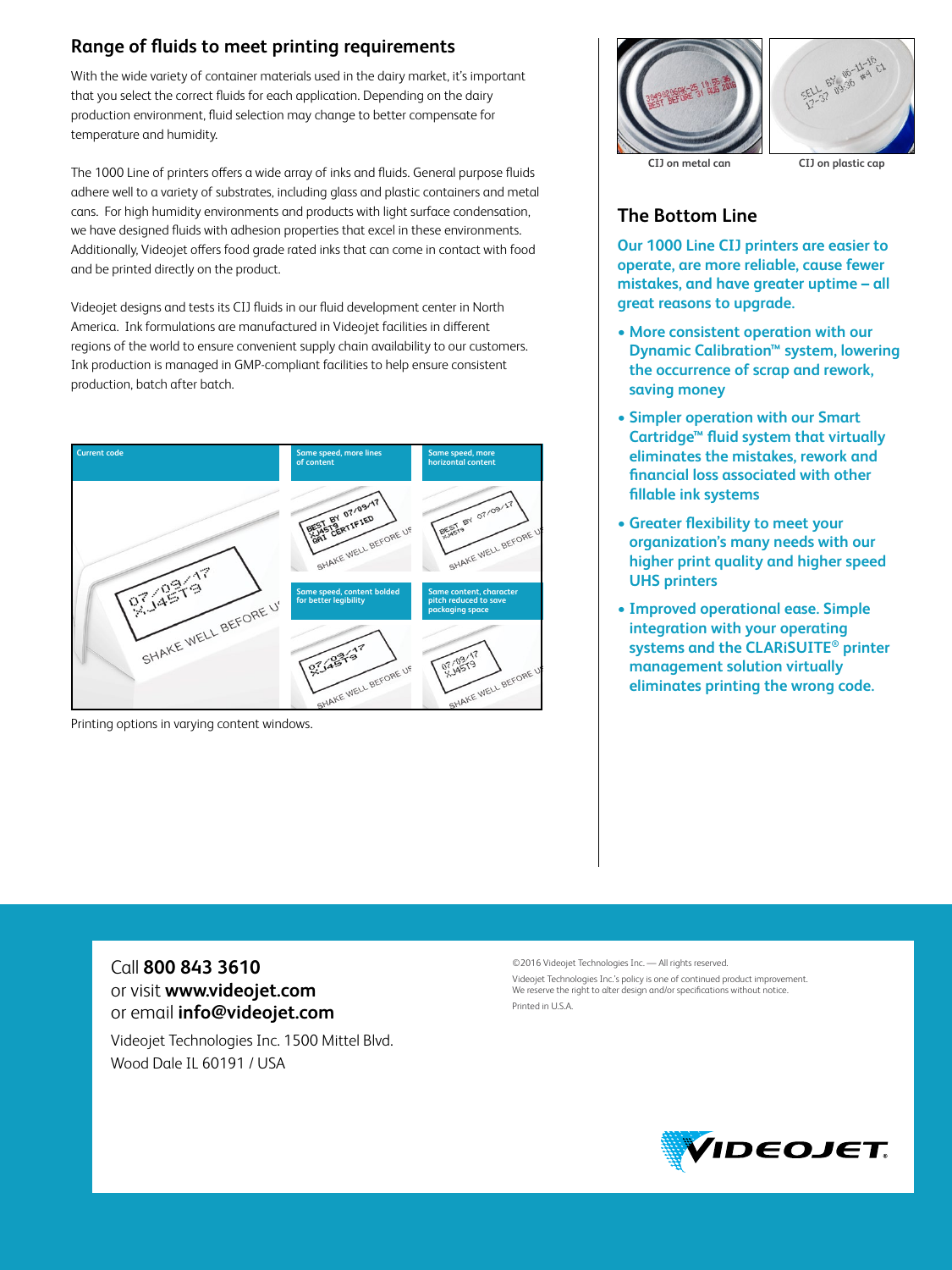## Range of fluids to meet printing requirements

With the wide variety of container materials used in the dairy market, it's important that you select the correct fluids for each application. Depending on the dairy production environment, fluid selection may change to better compensate for temperature and humidity.

The 1000 Line of printers offers a wide array of inks and fluids. General purpose fluids adhere well to a variety of substrates, including glass and plastic containers and metal cans. For high humidity environments and products with light surface condensation, we have designed fluids with adhesion properties that excel in these environments. Additionally, Videojet offers food grade rated inks that can come in contact with food and be printed directly on the product.

Videojet designs and tests its CIJ fluids in our fluid development center in North America. Ink formulations are manufactured in Videojet facilities in different regions of the world to ensure convenient supply chain availability to our customers. Ink production is managed in GMP-compliant facilities to help ensure consistent production, batch after batch.

Current code

Same speed, more lines of content

Same speed, more horizontal content

Same speed, content bolded for better legibility

Same content, character pitch reduced to save packaging space

Printing options in varying content windows.

CIJ on metal can

CIJ on plastic cap

## The Bottom Line

**Our 1000 Line CIJ printers are easier to operate, are more reliable, cause fewer mistakes, and have greater uptime – all great reasons to upgrade.**

- More consistent operation with our Dynamic Calibration™ system, lowering the occurrence of scrap and rework, saving money
- Simpler operation with our Smart Cartridge™ fluid system that virtually eliminates the mistakes, rework and financial loss associated with other fillable ink systems
- Greater flexibility to meet your organization's many needs with our higher print quality and higher speed UHS printers
- Improved operational ease. Simple integration with your operating systems and the CLARiSUITE® printer management solution virtually eliminates printing the wrong code.

Call **800 843 3610**
or visit **www.videojet.com**
or email **info@videojet.com**

Videojet Technologies Inc. 1500 Mittel Blvd.
Wood Dale IL 60191 / USA

©2016 Videojet Technologies Inc. — All rights reserved.

Videojet Technologies Inc.'s policy is one of continued product improvement.
We reserve the right to alter design and/or specifications without notice.

Printed in U.S.A.